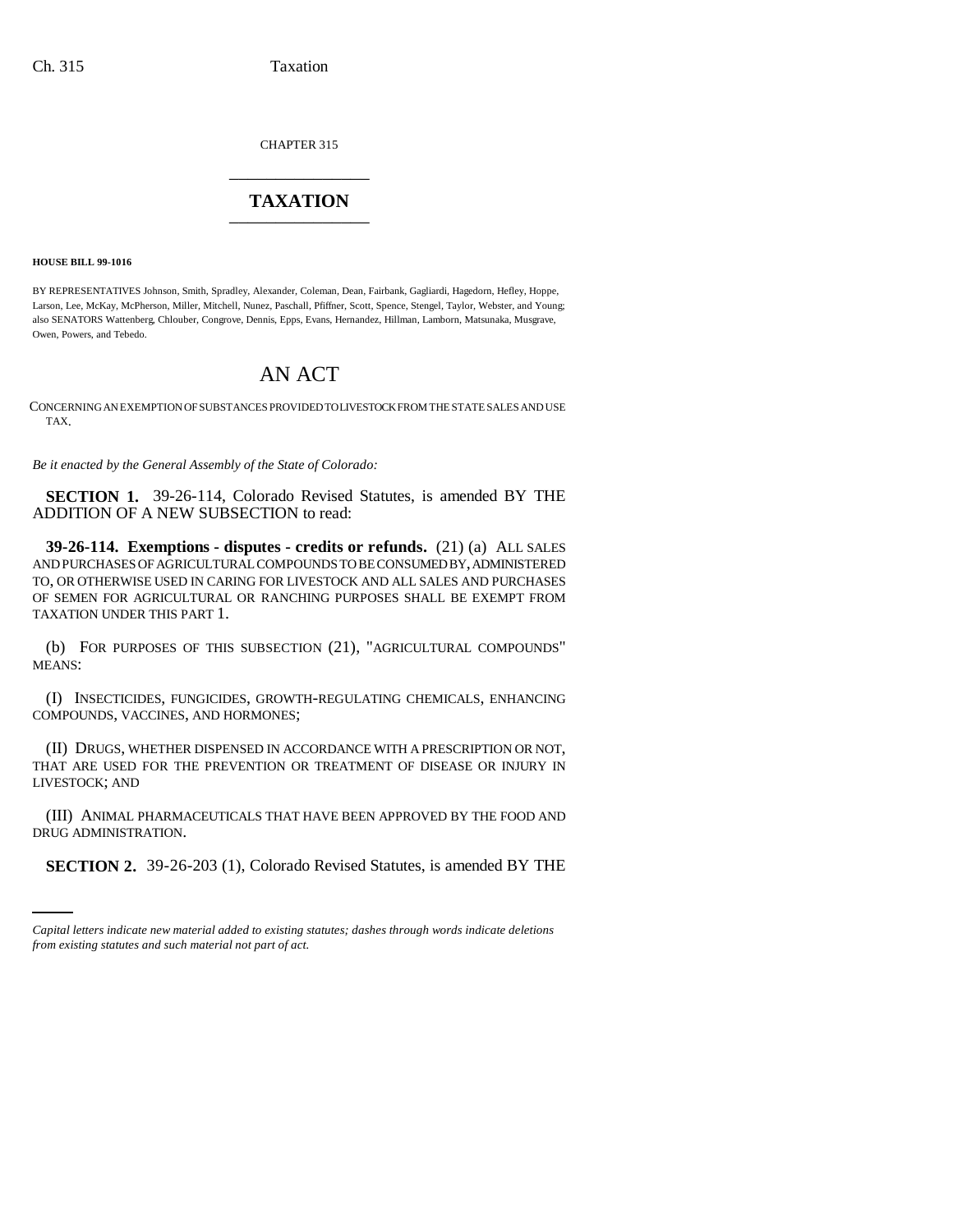CHAPTER 315

# TAXATION

**HOUSE BILL 99-1016**

BY REPRESENTATIVES Johnson, Smith, Spradley, Alexander, Coleman, Dean, Fairbank, Gagliardi, Hagedorn, Hefley, Hoppe, Larson, Lee, McKay, McPherson, Miller, Mitchell, Nunez, Paschall, Pfiffner, Scott, Spence, Stengel, Taylor, Webster, and Young; also SENATORS Wattenberg, Chlouber, Congrove, Dennis, Epps, Evans, Hernandez, Hillman, Lamborn, Matsunaka, Musgrave, Owen, Powers, and Tebedo.

## AN ACT

CONCERNING AN EXEMPTION OF SUBSTANCES PROVIDED TO LIVESTOCK FROM THE STATE SALES AND USE TAX.

*Be it enacted by the General Assembly of the State of Colorado:*

**SECTION 1.** 39-26-114, Colorado Revised Statutes, is amended BY THE ADDITION OF A NEW SUBSECTION to read:

**39-26-114. Exemptions - disputes - credits or refunds.** (21) (a) ALL SALES AND PURCHASES OF AGRICULTURAL COMPOUNDS TO BE CONSUMED BY, ADMINISTERED TO, OR OTHERWISE USED IN CARING FOR LIVESTOCK AND ALL SALES AND PURCHASES OF SEMEN FOR AGRICULTURAL OR RANCHING PURPOSES SHALL BE EXEMPT FROM TAXATION UNDER THIS PART 1.

(b) FOR PURPOSES OF THIS SUBSECTION (21), "AGRICULTURAL COMPOUNDS" MEANS:

(I) INSECTICIDES, FUNGICIDES, GROWTH-REGULATING CHEMICALS, ENHANCING COMPOUNDS, VACCINES, AND HORMONES;

(II) DRUGS, WHETHER DISPENSED IN ACCORDANCE WITH A PRESCRIPTION OR NOT, THAT ARE USED FOR THE PREVENTION OR TREATMENT OF DISEASE OR INJURY IN LIVESTOCK; AND

(III) ANIMAL PHARMACEUTICALS THAT HAVE BEEN APPROVED BY THE FOOD AND DRUG ADMINISTRATION.

**SECTION 2.** 39-26-203 (1), Colorado Revised Statutes, is amended BY THE

*Capital letters indicate new material added to existing statutes; dashes through words indicate deletions from existing statutes and such material not part of act.*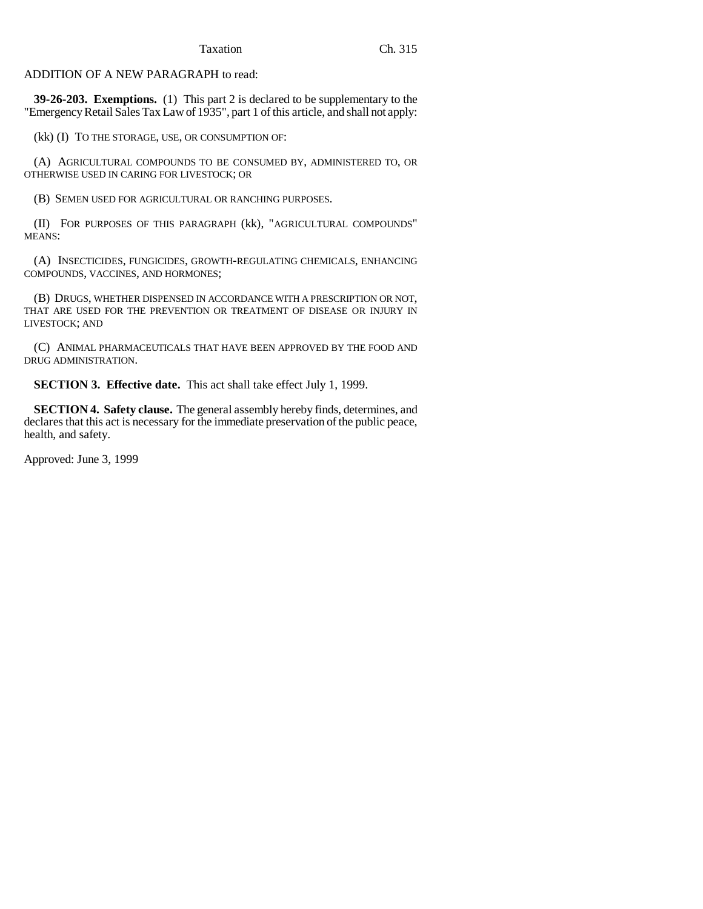ADDITION OF A NEW PARAGRAPH to read:

**39-26-203. Exemptions.** (1) This part 2 is declared to be supplementary to the "Emergency Retail Sales Tax Law of 1935", part 1 of this article, and shall not apply:

(kk) (I) TO THE STORAGE, USE, OR CONSUMPTION OF:

(A) AGRICULTURAL COMPOUNDS TO BE CONSUMED BY, ADMINISTERED TO, OR OTHERWISE USED IN CARING FOR LIVESTOCK; OR

(B) SEMEN USED FOR AGRICULTURAL OR RANCHING PURPOSES.

(II) FOR PURPOSES OF THIS PARAGRAPH (kk), "AGRICULTURAL COMPOUNDS" MEANS:

(A) INSECTICIDES, FUNGICIDES, GROWTH-REGULATING CHEMICALS, ENHANCING COMPOUNDS, VACCINES, AND HORMONES;

(B) DRUGS, WHETHER DISPENSED IN ACCORDANCE WITH A PRESCRIPTION OR NOT, THAT ARE USED FOR THE PREVENTION OR TREATMENT OF DISEASE OR INJURY IN LIVESTOCK; AND

(C) ANIMAL PHARMACEUTICALS THAT HAVE BEEN APPROVED BY THE FOOD AND DRUG ADMINISTRATION.

**SECTION 3. Effective date.** This act shall take effect July 1, 1999.

**SECTION 4. Safety clause.** The general assembly hereby finds, determines, and declares that this act is necessary for the immediate preservation of the public peace, health, and safety.

Approved: June 3, 1999